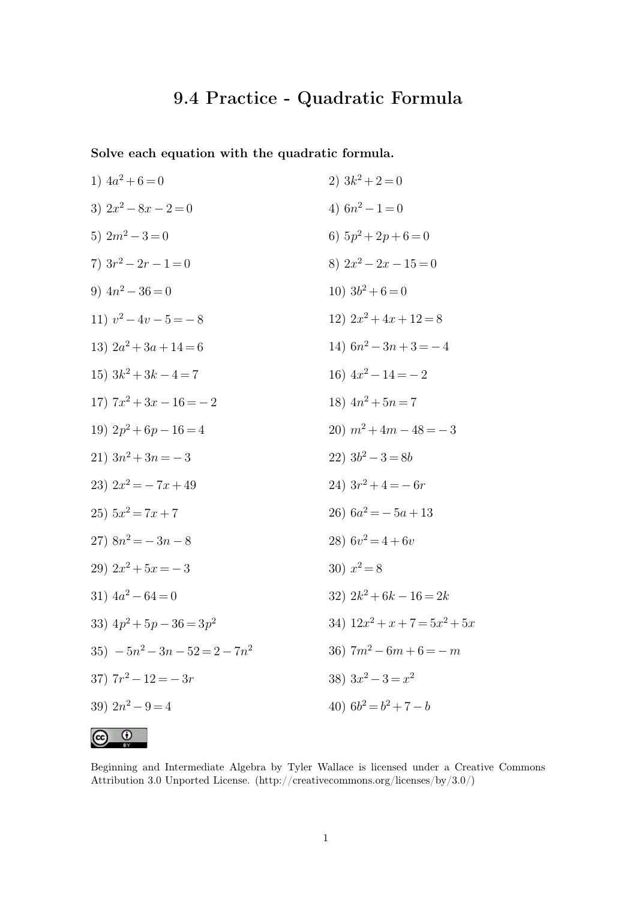# 9.4 Practice - Quadratic Formula

**Solve each equation with the quadratic formula.**

1) $4a^2 + 6 = 0$

2) $3k^2 + 2 = 0$

3) $2x^2 - 8x - 2 = 0$

4) $6n^2 - 1 = 0$

5) $2m^2 - 3 = 0$

6) $5p^2 + 2p + 6 = 0$

7) $3r^2 - 2r - 1 = 0$

8) $2x^2 - 2x - 15 = 0$

9) $4n^2 - 36 = 0$

10) $3b^2 + 6 = 0$

11) $v^2 - 4v - 5 = -8$

12) $2x^2 + 4x + 12 = 8$

13) $2a^2 + 3a + 14 = 6$

14) $6n^2 - 3n + 3 = -4$

15) $3k^2 + 3k - 4 = 7$

16) $4x^2 - 14 = -2$

17) $7x^2 + 3x - 16 = -2$

18) $4n^2 + 5n = 7$

19) $2p^2 + 6p - 16 = 4$

20) $m^2 + 4m - 48 = -3$

21) $3n^2 + 3n = -3$

22) $3b^2 - 3 = 8b$

23) $2x^2 = -7x + 49$

24) $3r^2 + 4 = -6r$

25) $5x^2 = 7x + 7$

26) $6a^2 = -5a + 13$

27) $8n^2 = -3n - 8$

28) $6v^2 = 4 + 6v$

29) $2x^2 + 5x = -3$

30) $x^2 = 8$

31) $4a^2 - 64 = 0$

32) $2k^2 + 6k - 16 = 2k$

33) $4p^2 + 5p - 36 = 3p^2$

34) $12x^2 + x + 7 = 5x^2 + 5x$

35) $-5n^2 - 3n - 52 = 2 - 7n^2$

36) $7m^2 - 6m + 6 = -m$

37) $7r^2 - 12 = -3r$

38) $3x^2 - 3 = x^2$

39) $2n^2 - 9 = 4$

40) $6b^2 = b^2 + 7 - b$

Beginning and Intermediate Algebra by Tyler Wallace is licensed under a Creative Commons Attribution 3.0 Unported License. (http://creativecommons.org/licenses/by/3.0/)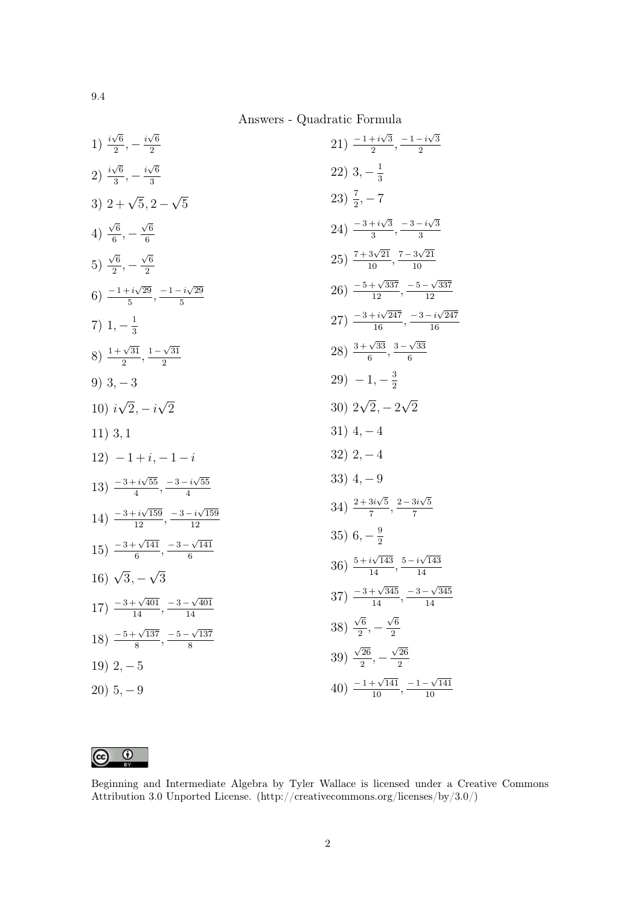9.4

## Answers - Quadratic Formula

1) $\frac{i\sqrt{6}}{2}, -\frac{i\sqrt{6}}{2}$

2) $\frac{i\sqrt{6}}{3}, -\frac{i\sqrt{6}}{3}$

3) $2+\sqrt{5}, 2-\sqrt{5}$

4) $\frac{\sqrt{6}}{6}, -\frac{\sqrt{6}}{6}$

5) $\frac{\sqrt{6}}{2}, -\frac{\sqrt{6}}{2}$

6) $\frac{-1+i\sqrt{29}}{5}, \frac{-1-i\sqrt{29}}{5}$

7) $1, -\frac{1}{3}$

8) $\frac{1+\sqrt{31}}{2}, \frac{1-\sqrt{31}}{2}$

9) $3, -3$

10) $i\sqrt{2}, -i\sqrt{2}$

11) $3, 1$

12) $-1+i, -1-i$

13) $\frac{-3+i\sqrt{55}}{4}, \frac{-3-i\sqrt{55}}{4}$

14) $\frac{-3+i\sqrt{159}}{12}, \frac{-3-i\sqrt{159}}{12}$

15) $\frac{-3+\sqrt{141}}{6}, \frac{-3-\sqrt{141}}{6}$

16) $\sqrt{3}, -\sqrt{3}$

17) $\frac{-3+\sqrt{401}}{14}, \frac{-3-\sqrt{401}}{14}$

18) $\frac{-5+\sqrt{137}}{8}, \frac{-5-\sqrt{137}}{8}$

19) $2, -5$

20) $5, -9$

21) $\frac{-1+i\sqrt{3}}{2}, \frac{-1-i\sqrt{3}}{2}$

22) $3, -\frac{1}{3}$

23) $\frac{7}{2}, -7$

24) $\frac{-3+i\sqrt{3}}{3}, \frac{-3-i\sqrt{3}}{3}$

25) $\frac{7+3\sqrt{21}}{10}, \frac{7-3\sqrt{21}}{10}$

26) $\frac{-5+\sqrt{337}}{12}, \frac{-5-\sqrt{337}}{12}$

27) $\frac{-3+i\sqrt{247}}{16}, \frac{-3-i\sqrt{247}}{16}$

28) $\frac{3+\sqrt{33}}{6}, \frac{3-\sqrt{33}}{6}$

29) $-1, -\frac{3}{2}$

30) $2\sqrt{2}, -2\sqrt{2}$

31) $4, -4$

32) $2, -4$

33) $4, -9$

34) $\frac{2+3i\sqrt{5}}{7}, \frac{2-3i\sqrt{5}}{7}$

35) $6, -\frac{9}{2}$

36) $\frac{5+i\sqrt{143}}{14}, \frac{5-i\sqrt{143}}{14}$

37) $\frac{-3+\sqrt{345}}{14}, \frac{-3-\sqrt{345}}{14}$

38) $\frac{\sqrt{6}}{2}, -\frac{\sqrt{6}}{2}$

39) $\frac{\sqrt{26}}{2}, -\frac{\sqrt{26}}{2}$

40) $\frac{-1+\sqrt{141}}{10}, \frac{-1-\sqrt{141}}{10}$

Beginning and Intermediate Algebra by Tyler Wallace is licensed under a Creative Commons Attribution 3.0 Unported License. (http://creativecommons.org/licenses/by/3.0/)